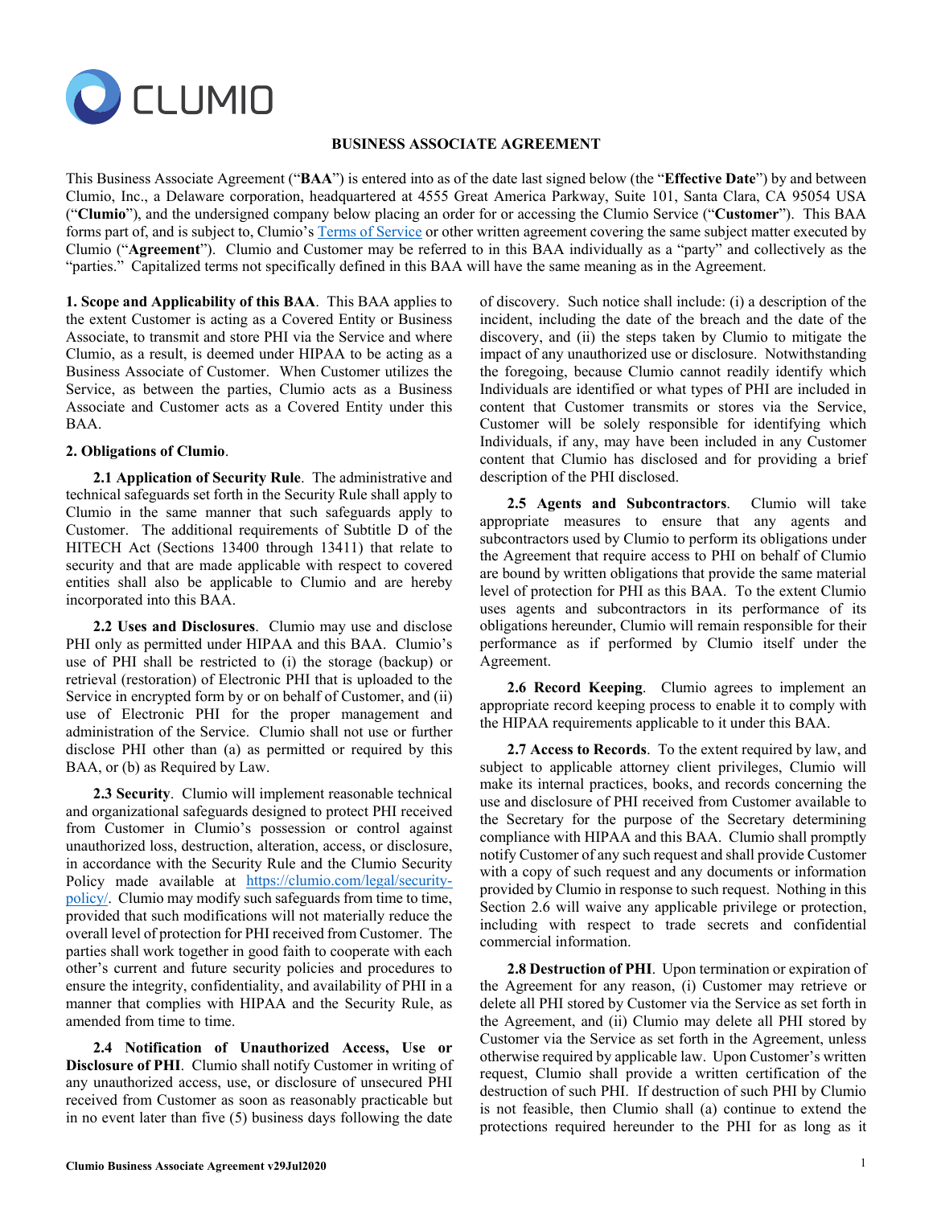CLUMIO

# BUSINESS ASSOCIATE AGREEMENT

This Business Associate Agreement ("**BAA**") is entered into as of the date last signed below (the "**Effective Date**") by and between Clumio, Inc., a Delaware corporation, headquartered at 4555 Great America Parkway, Suite 101, Santa Clara, CA 95054 USA ("**Clumio**"), and the undersigned company below placing an order for or accessing the Clumio Service ("**Customer**"). This BAA forms part of, and is subject to, Clumio's Terms of Service or other written agreement covering the same subject matter executed by Clumio ("**Agreement**"). Clumio and Customer may be referred to in this BAA individually as a "party" and collectively as the "parties." Capitalized terms not specifically defined in this BAA will have the same meaning as in the Agreement.

**1. Scope and Applicability of this BAA**. This BAA applies to the extent Customer is acting as a Covered Entity or Business Associate, to transmit and store PHI via the Service and where Clumio, as a result, is deemed under HIPAA to be acting as a Business Associate of Customer. When Customer utilizes the Service, as between the parties, Clumio acts as a Business Associate and Customer acts as a Covered Entity under this BAA.

**2. Obligations of Clumio**.

**2.1 Application of Security Rule**. The administrative and technical safeguards set forth in the Security Rule shall apply to Clumio in the same manner that such safeguards apply to Customer. The additional requirements of Subtitle D of the HITECH Act (Sections 13400 through 13411) that relate to security and that are made applicable with respect to covered entities shall also be applicable to Clumio and are hereby incorporated into this BAA.

**2.2 Uses and Disclosures**. Clumio may use and disclose PHI only as permitted under HIPAA and this BAA. Clumio's use of PHI shall be restricted to (i) the storage (backup) or retrieval (restoration) of Electronic PHI that is uploaded to the Service in encrypted form by or on behalf of Customer, and (ii) use of Electronic PHI for the proper management and administration of the Service. Clumio shall not use or further disclose PHI other than (a) as permitted or required by this BAA, or (b) as Required by Law.

**2.3 Security**. Clumio will implement reasonable technical and organizational safeguards designed to protect PHI received from Customer in Clumio's possession or control against unauthorized loss, destruction, alteration, access, or disclosure, in accordance with the Security Rule and the Clumio Security Policy made available at https://clumio.com/legal/security-policy/. Clumio may modify such safeguards from time to time, provided that such modifications will not materially reduce the overall level of protection for PHI received from Customer. The parties shall work together in good faith to cooperate with each other's current and future security policies and procedures to ensure the integrity, confidentiality, and availability of PHI in a manner that complies with HIPAA and the Security Rule, as amended from time to time.

**2.4 Notification of Unauthorized Access, Use or Disclosure of PHI**. Clumio shall notify Customer in writing of any unauthorized access, use, or disclosure of unsecured PHI received from Customer as soon as reasonably practicable but in no event later than five (5) business days following the date of discovery. Such notice shall include: (i) a description of the incident, including the date of the breach and the date of the discovery, and (ii) the steps taken by Clumio to mitigate the impact of any unauthorized use or disclosure. Notwithstanding the foregoing, because Clumio cannot readily identify which Individuals are identified or what types of PHI are included in content that Customer transmits or stores via the Service, Customer will be solely responsible for identifying which Individuals, if any, may have been included in any Customer content that Clumio has disclosed and for providing a brief description of the PHI disclosed.

**2.5 Agents and Subcontractors**. Clumio will take appropriate measures to ensure that any agents and subcontractors used by Clumio to perform its obligations under the Agreement that require access to PHI on behalf of Clumio are bound by written obligations that provide the same material level of protection for PHI as this BAA. To the extent Clumio uses agents and subcontractors in its performance of its obligations hereunder, Clumio will remain responsible for their performance as if performed by Clumio itself under the Agreement.

**2.6 Record Keeping**. Clumio agrees to implement an appropriate record keeping process to enable it to comply with the HIPAA requirements applicable to it under this BAA.

**2.7 Access to Records**. To the extent required by law, and subject to applicable attorney client privileges, Clumio will make its internal practices, books, and records concerning the use and disclosure of PHI received from Customer available to the Secretary for the purpose of the Secretary determining compliance with HIPAA and this BAA. Clumio shall promptly notify Customer of any such request and shall provide Customer with a copy of such request and any documents or information provided by Clumio in response to such request. Nothing in this Section 2.6 will waive any applicable privilege or protection, including with respect to trade secrets and confidential commercial information.

**2.8 Destruction of PHI**. Upon termination or expiration of the Agreement for any reason, (i) Customer may retrieve or delete all PHI stored by Customer via the Service as set forth in the Agreement, and (ii) Clumio may delete all PHI stored by Customer via the Service as set forth in the Agreement, unless otherwise required by applicable law. Upon Customer's written request, Clumio shall provide a written certification of the destruction of such PHI. If destruction of such PHI by Clumio is not feasible, then Clumio shall (a) continue to extend the protections required hereunder to the PHI for as long as it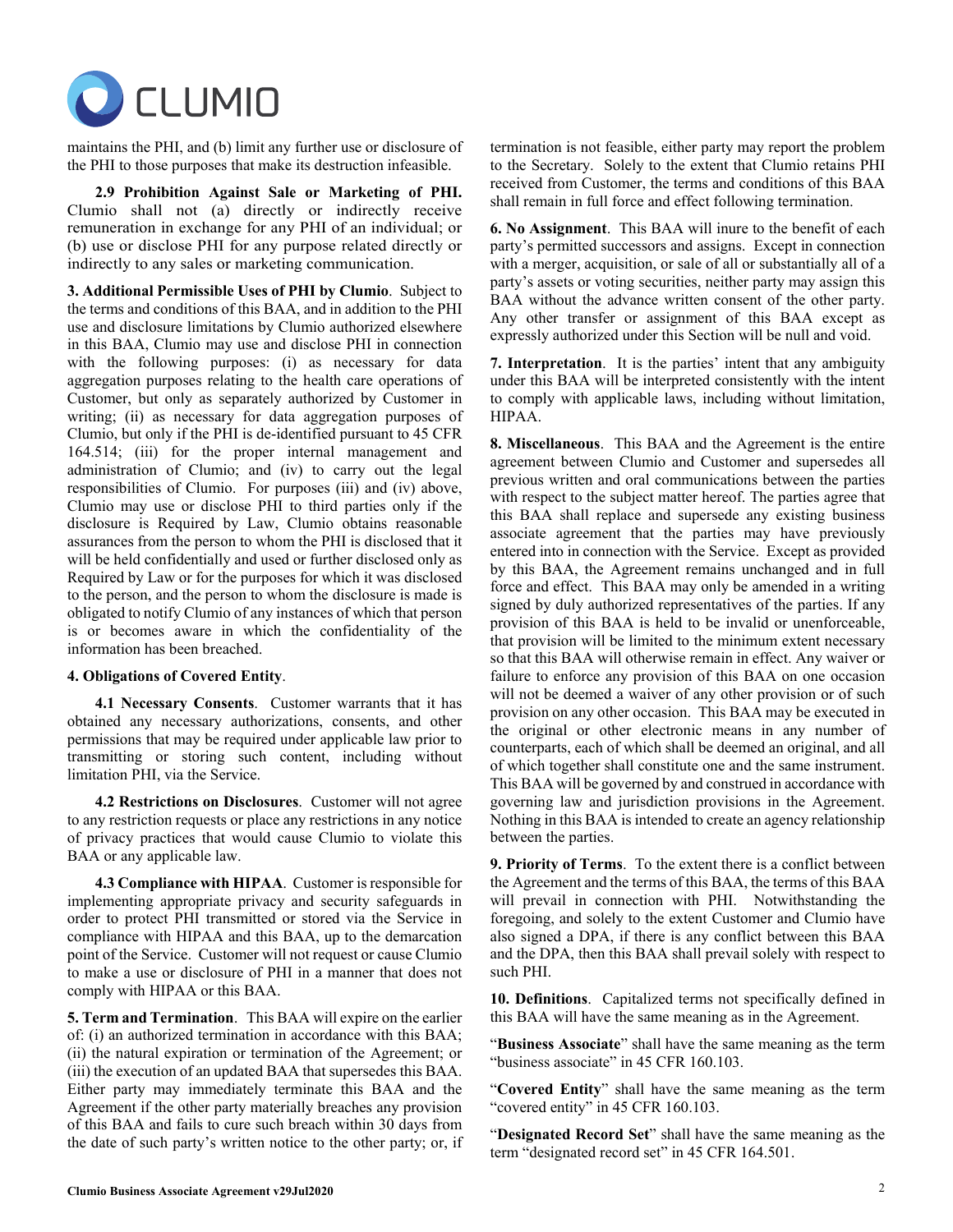maintains the PHI, and (b) limit any further use or disclosure of the PHI to those purposes that make its destruction infeasible.

**2.9 Prohibition Against Sale or Marketing of PHI.** Clumio shall not (a) directly or indirectly receive remuneration in exchange for any PHI of an individual; or (b) use or disclose PHI for any purpose related directly or indirectly to any sales or marketing communication.

**3. Additional Permissible Uses of PHI by Clumio**. Subject to the terms and conditions of this BAA, and in addition to the PHI use and disclosure limitations by Clumio authorized elsewhere in this BAA, Clumio may use and disclose PHI in connection with the following purposes: (i) as necessary for data aggregation purposes relating to the health care operations of Customer, but only as separately authorized by Customer in writing; (ii) as necessary for data aggregation purposes of Clumio, but only if the PHI is de-identified pursuant to 45 CFR 164.514; (iii) for the proper internal management and administration of Clumio; and (iv) to carry out the legal responsibilities of Clumio. For purposes (iii) and (iv) above, Clumio may use or disclose PHI to third parties only if the disclosure is Required by Law, Clumio obtains reasonable assurances from the person to whom the PHI is disclosed that it will be held confidentially and used or further disclosed only as Required by Law or for the purposes for which it was disclosed to the person, and the person to whom the disclosure is made is obligated to notify Clumio of any instances of which that person is or becomes aware in which the confidentiality of the information has been breached.

**4. Obligations of Covered Entity**.

**4.1 Necessary Consents**. Customer warrants that it has obtained any necessary authorizations, consents, and other permissions that may be required under applicable law prior to transmitting or storing such content, including without limitation PHI, via the Service.

**4.2 Restrictions on Disclosures**. Customer will not agree to any restriction requests or place any restrictions in any notice of privacy practices that would cause Clumio to violate this BAA or any applicable law.

**4.3 Compliance with HIPAA**. Customer is responsible for implementing appropriate privacy and security safeguards in order to protect PHI transmitted or stored via the Service in compliance with HIPAA and this BAA, up to the demarcation point of the Service. Customer will not request or cause Clumio to make a use or disclosure of PHI in a manner that does not comply with HIPAA or this BAA.

**5. Term and Termination**. This BAA will expire on the earlier of: (i) an authorized termination in accordance with this BAA; (ii) the natural expiration or termination of the Agreement; or (iii) the execution of an updated BAA that supersedes this BAA. Either party may immediately terminate this BAA and the Agreement if the other party materially breaches any provision of this BAA and fails to cure such breach within 30 days from the date of such party's written notice to the other party; or, if termination is not feasible, either party may report the problem to the Secretary. Solely to the extent that Clumio retains PHI received from Customer, the terms and conditions of this BAA shall remain in full force and effect following termination.

**6. No Assignment**. This BAA will inure to the benefit of each party's permitted successors and assigns. Except in connection with a merger, acquisition, or sale of all or substantially all of a party's assets or voting securities, neither party may assign this BAA without the advance written consent of the other party. Any other transfer or assignment of this BAA except as expressly authorized under this Section will be null and void.

**7. Interpretation**. It is the parties' intent that any ambiguity under this BAA will be interpreted consistently with the intent to comply with applicable laws, including without limitation, HIPAA.

**8. Miscellaneous**. This BAA and the Agreement is the entire agreement between Clumio and Customer and supersedes all previous written and oral communications between the parties with respect to the subject matter hereof. The parties agree that this BAA shall replace and supersede any existing business associate agreement that the parties may have previously entered into in connection with the Service. Except as provided by this BAA, the Agreement remains unchanged and in full force and effect. This BAA may only be amended in a writing signed by duly authorized representatives of the parties. If any provision of this BAA is held to be invalid or unenforceable, that provision will be limited to the minimum extent necessary so that this BAA will otherwise remain in effect. Any waiver or failure to enforce any provision of this BAA on one occasion will not be deemed a waiver of any other provision or of such provision on any other occasion. This BAA may be executed in the original or other electronic means in any number of counterparts, each of which shall be deemed an original, and all of which together shall constitute one and the same instrument. This BAA will be governed by and construed in accordance with governing law and jurisdiction provisions in the Agreement. Nothing in this BAA is intended to create an agency relationship between the parties.

**9. Priority of Terms**. To the extent there is a conflict between the Agreement and the terms of this BAA, the terms of this BAA will prevail in connection with PHI. Notwithstanding the foregoing, and solely to the extent Customer and Clumio have also signed a DPA, if there is any conflict between this BAA and the DPA, then this BAA shall prevail solely with respect to such PHI.

**10. Definitions**. Capitalized terms not specifically defined in this BAA will have the same meaning as in the Agreement.

"**Business Associate**" shall have the same meaning as the term "business associate" in 45 CFR 160.103.

"**Covered Entity**" shall have the same meaning as the term "covered entity" in 45 CFR 160.103.

"**Designated Record Set**" shall have the same meaning as the term "designated record set" in 45 CFR 164.501.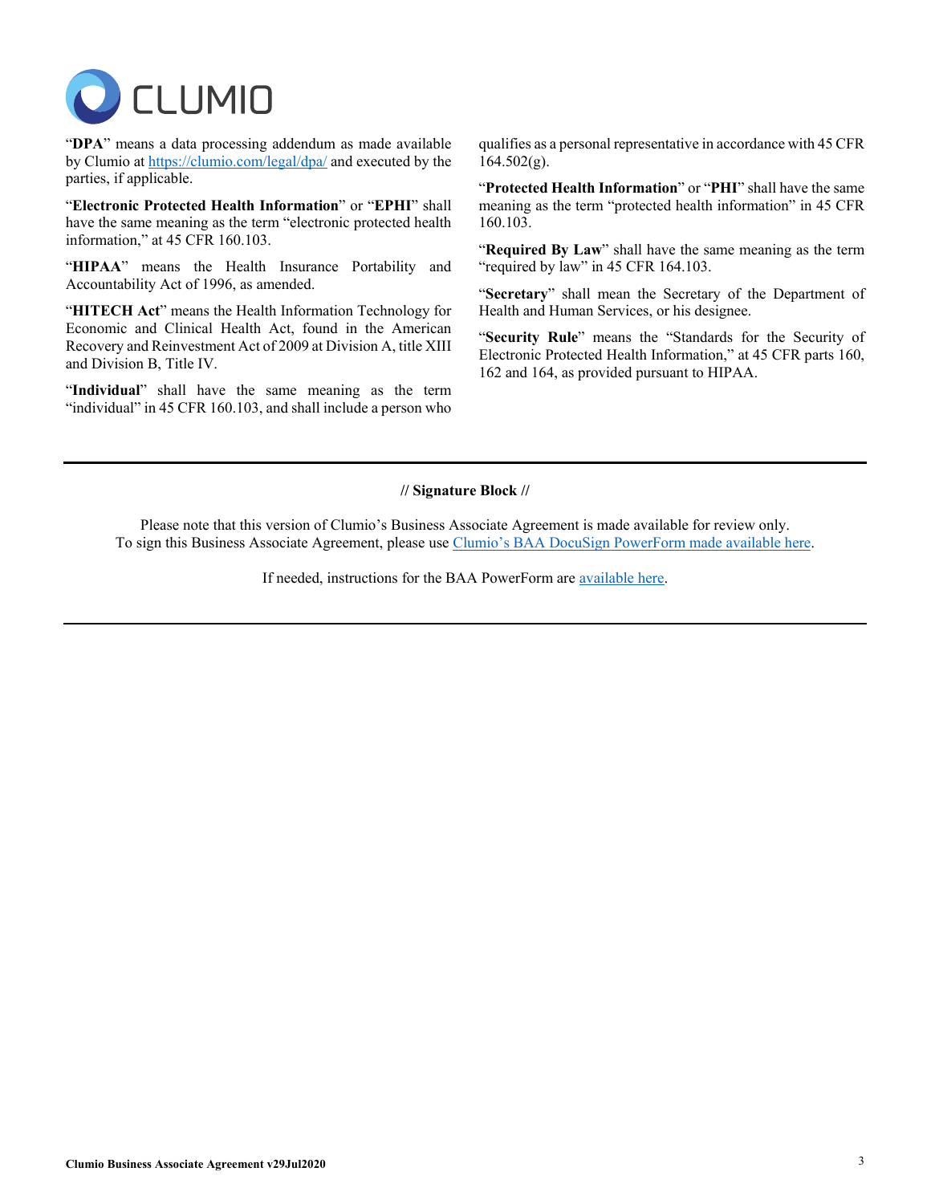"**DPA**" means a data processing addendum as made available by Clumio at [https://clumio.com/legal/dpa/](https://clumio.com/legal/dpa/) and executed by the parties, if applicable.

"**Electronic Protected Health Information**" or "**EPHI**" shall have the same meaning as the term "electronic protected health information," at 45 CFR 160.103.

"**HIPAA**" means the Health Insurance Portability and Accountability Act of 1996, as amended.

"**HITECH Act**" means the Health Information Technology for Economic and Clinical Health Act, found in the American Recovery and Reinvestment Act of 2009 at Division A, title XIII and Division B, Title IV.

"**Individual**" shall have the same meaning as the term "individual" in 45 CFR 160.103, and shall include a person who qualifies as a personal representative in accordance with 45 CFR 164.502(g).

"**Protected Health Information**" or "**PHI**" shall have the same meaning as the term "protected health information" in 45 CFR 160.103.

"**Required By Law**" shall have the same meaning as the term "required by law" in 45 CFR 164.103.

"**Secretary**" shall mean the Secretary of the Department of Health and Human Services, or his designee.

"**Security Rule**" means the "Standards for the Security of Electronic Protected Health Information," at 45 CFR parts 160, 162 and 164, as provided pursuant to HIPAA.

---

**// Signature Block //**

Please note that this version of Clumio's Business Associate Agreement is made available for review only. To sign this Business Associate Agreement, please use Clumio's BAA DocuSign PowerForm made available here.

If needed, instructions for the BAA PowerForm are available here.

---